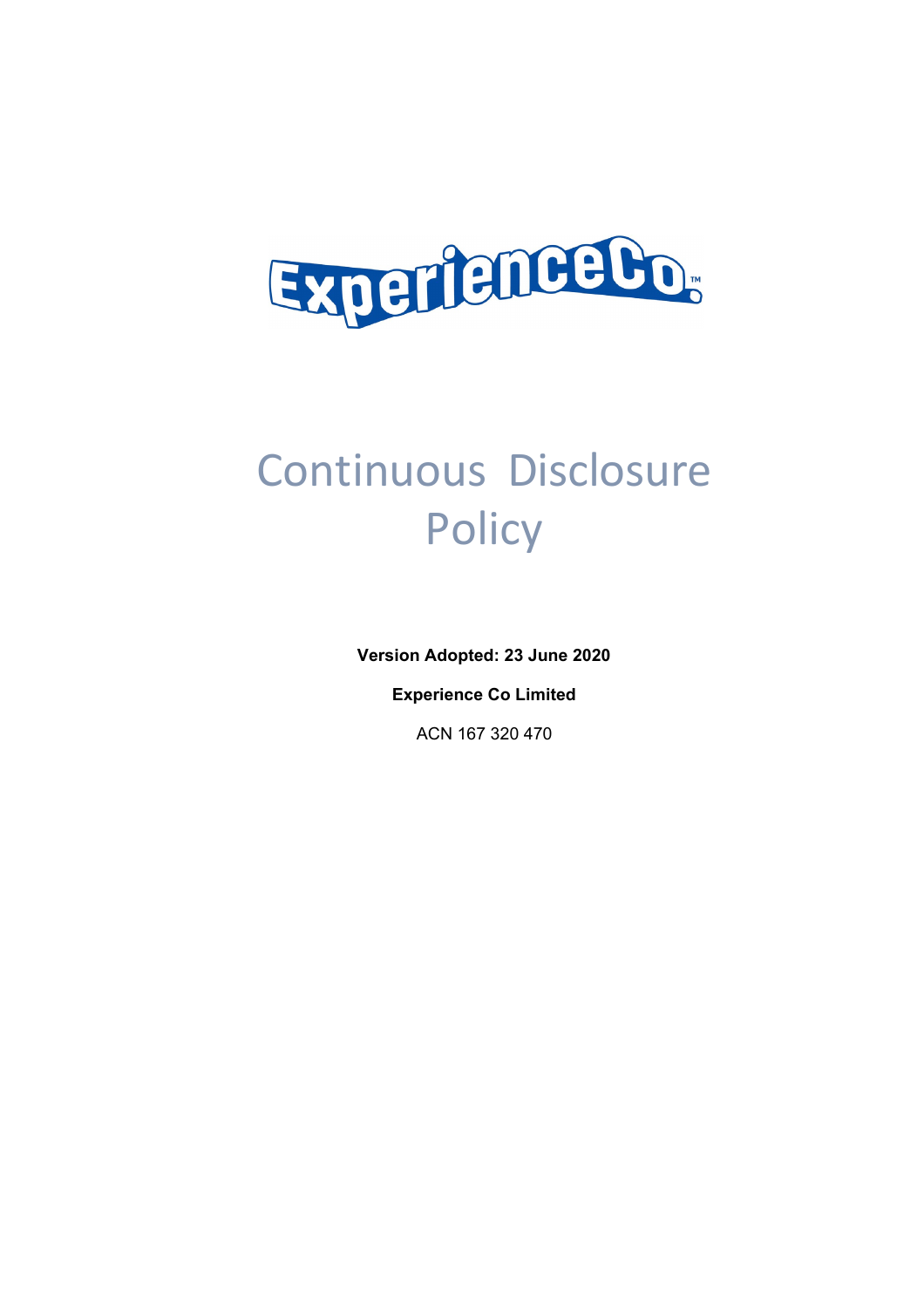ExperienceCo™

# Continuous Disclosure Policy

**Version Adopted: 23 June 2020**

**Experience Co Limited**

ACN 167 320 470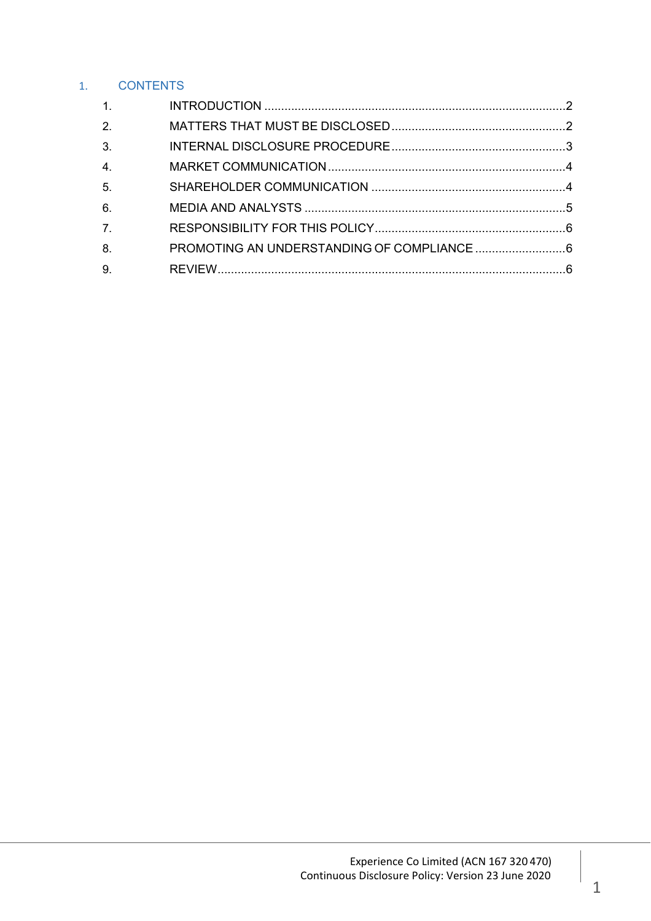# 1. CONTENTS

1. INTRODUCTION ........................................................................................2
2. MATTERS THAT MUST BE DISCLOSED ....................................................2
3. INTERNAL DISCLOSURE PROCEDURE ....................................................3
4. MARKET COMMUNICATION .......................................................................4
5. SHAREHOLDER COMMUNICATION ..........................................................4
6. MEDIA AND ANALYSTS .............................................................................5
7. RESPONSIBILITY FOR THIS POLICY .........................................................6
8. PROMOTING AN UNDERSTANDING OF COMPLIANCE ...........................6
9. REVIEW .......................................................................................................6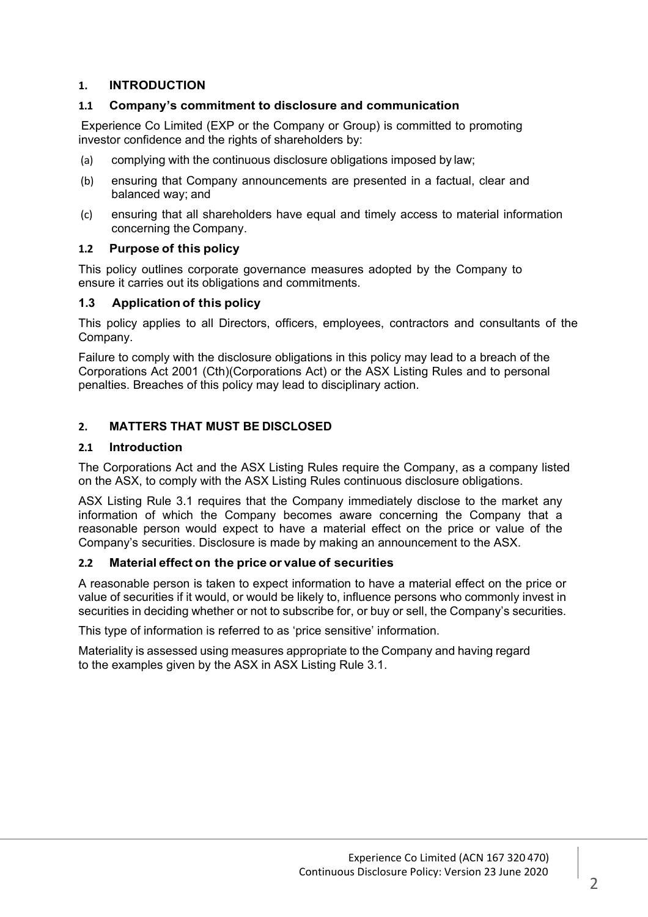## 1. INTRODUCTION

### 1.1 Company's commitment to disclosure and communication

Experience Co Limited (EXP or the Company or Group) is committed to promoting investor confidence and the rights of shareholders by:

(a) complying with the continuous disclosure obligations imposed by law;

(b) ensuring that Company announcements are presented in a factual, clear and balanced way; and

(c) ensuring that all shareholders have equal and timely access to material information concerning the Company.

### 1.2 Purpose of this policy

This policy outlines corporate governance measures adopted by the Company to ensure it carries out its obligations and commitments.

### 1.3 Application of this policy

This policy applies to all Directors, officers, employees, contractors and consultants of the Company.

Failure to comply with the disclosure obligations in this policy may lead to a breach of the Corporations Act 2001 (Cth)(Corporations Act) or the ASX Listing Rules and to personal penalties. Breaches of this policy may lead to disciplinary action.

## 2. MATTERS THAT MUST BE DISCLOSED

### 2.1 Introduction

The Corporations Act and the ASX Listing Rules require the Company, as a company listed on the ASX, to comply with the ASX Listing Rules continuous disclosure obligations.

ASX Listing Rule 3.1 requires that the Company immediately disclose to the market any information of which the Company becomes aware concerning the Company that a reasonable person would expect to have a material effect on the price or value of the Company's securities. Disclosure is made by making an announcement to the ASX.

### 2.2 Material effect on the price or value of securities

A reasonable person is taken to expect information to have a material effect on the price or value of securities if it would, or would be likely to, influence persons who commonly invest in securities in deciding whether or not to subscribe for, or buy or sell, the Company's securities.

This type of information is referred to as 'price sensitive' information.

Materiality is assessed using measures appropriate to the Company and having regard to the examples given by the ASX in ASX Listing Rule 3.1.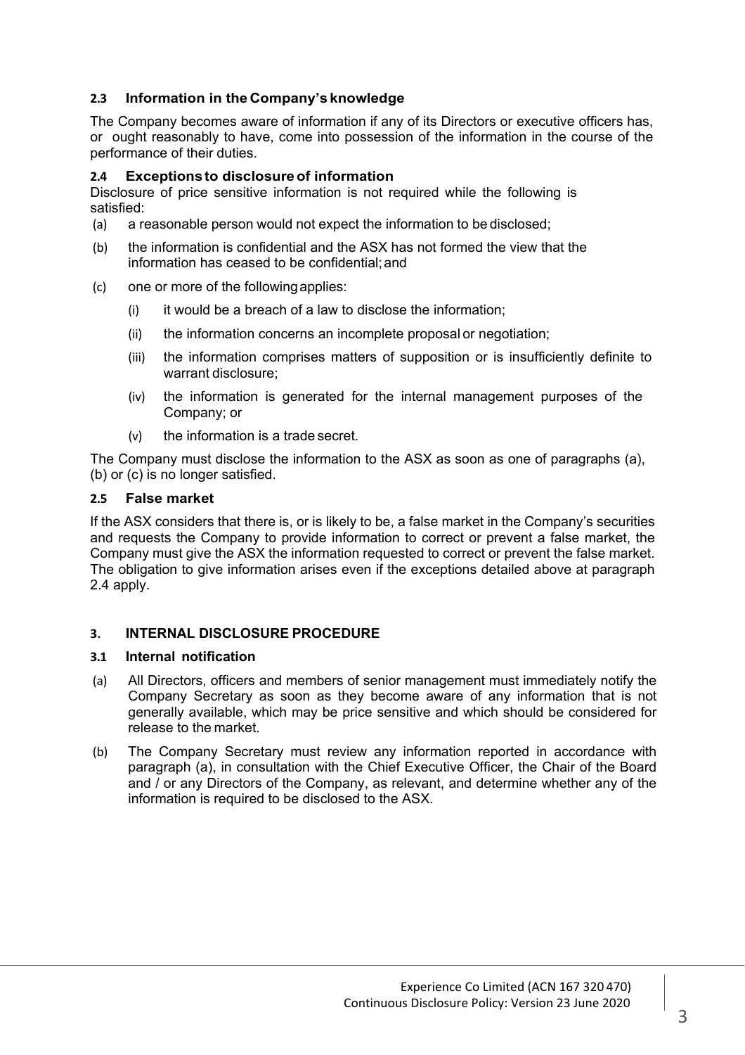### 2.3 Information in the Company's knowledge

The Company becomes aware of information if any of its Directors or executive officers has, or ought reasonably to have, come into possession of the information in the course of the performance of their duties.

### 2.4 Exceptions to disclosure of information

Disclosure of price sensitive information is not required while the following is satisfied:

(a) a reasonable person would not expect the information to be disclosed;

(b) the information is confidential and the ASX has not formed the view that the information has ceased to be confidential; and

(c) one or more of the following applies:

- (i) it would be a breach of a law to disclose the information;
- (ii) the information concerns an incomplete proposal or negotiation;
- (iii) the information comprises matters of supposition or is insufficiently definite to warrant disclosure;
- (iv) the information is generated for the internal management purposes of the Company; or
- (v) the information is a trade secret.

The Company must disclose the information to the ASX as soon as one of paragraphs (a), (b) or (c) is no longer satisfied.

### 2.5 False market

If the ASX considers that there is, or is likely to be, a false market in the Company's securities and requests the Company to provide information to correct or prevent a false market, the Company must give the ASX the information requested to correct or prevent the false market. The obligation to give information arises even if the exceptions detailed above at paragraph 2.4 apply.

## 3. INTERNAL DISCLOSURE PROCEDURE

### 3.1 Internal notification

(a) All Directors, officers and members of senior management must immediately notify the Company Secretary as soon as they become aware of any information that is not generally available, which may be price sensitive and which should be considered for release to the market.

(b) The Company Secretary must review any information reported in accordance with paragraph (a), in consultation with the Chief Executive Officer, the Chair of the Board and / or any Directors of the Company, as relevant, and determine whether any of the information is required to be disclosed to the ASX.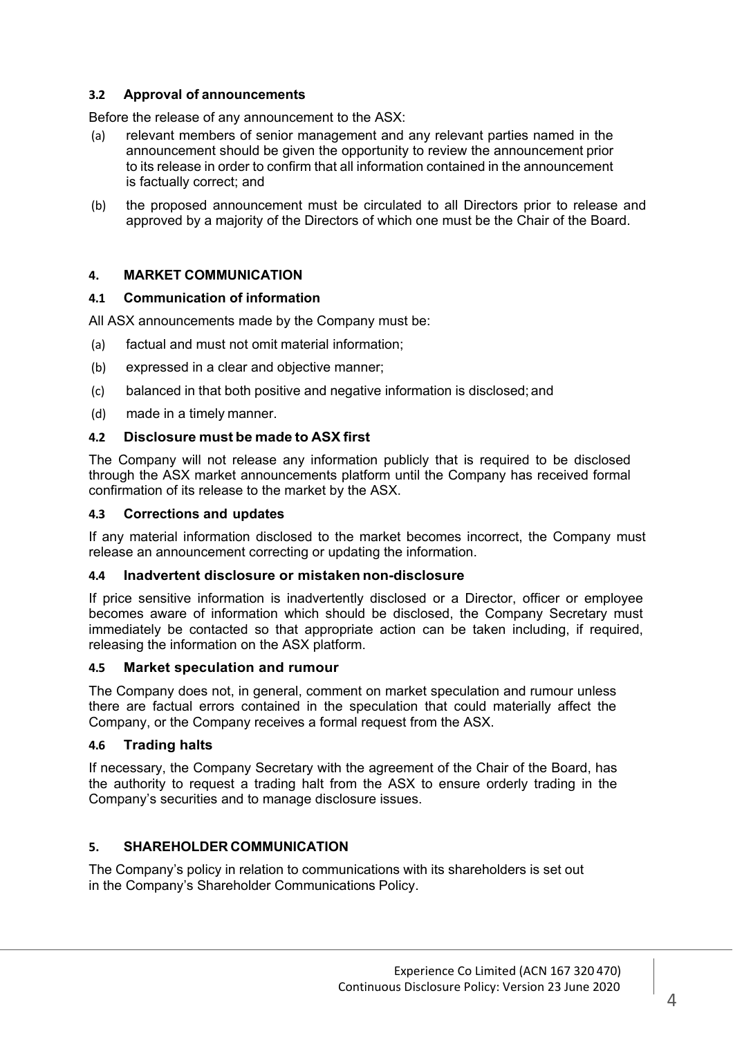### 3.2 Approval of announcements

Before the release of any announcement to the ASX:

(a) relevant members of senior management and any relevant parties named in the announcement should be given the opportunity to review the announcement prior to its release in order to confirm that all information contained in the announcement is factually correct; and

(b) the proposed announcement must be circulated to all Directors prior to release and approved by a majority of the Directors of which one must be the Chair of the Board.

## 4. MARKET COMMUNICATION

### 4.1 Communication of information

All ASX announcements made by the Company must be:

(a) factual and must not omit material information;

(b) expressed in a clear and objective manner;

(c) balanced in that both positive and negative information is disclosed; and

(d) made in a timely manner.

### 4.2 Disclosure must be made to ASX first

The Company will not release any information publicly that is required to be disclosed through the ASX market announcements platform until the Company has received formal confirmation of its release to the market by the ASX.

### 4.3 Corrections and updates

If any material information disclosed to the market becomes incorrect, the Company must release an announcement correcting or updating the information.

### 4.4 Inadvertent disclosure or mistaken non-disclosure

If price sensitive information is inadvertently disclosed or a Director, officer or employee becomes aware of information which should be disclosed, the Company Secretary must immediately be contacted so that appropriate action can be taken including, if required, releasing the information on the ASX platform.

### 4.5 Market speculation and rumour

The Company does not, in general, comment on market speculation and rumour unless there are factual errors contained in the speculation that could materially affect the Company, or the Company receives a formal request from the ASX.

### 4.6 Trading halts

If necessary, the Company Secretary with the agreement of the Chair of the Board, has the authority to request a trading halt from the ASX to ensure orderly trading in the Company's securities and to manage disclosure issues.

## 5. SHAREHOLDER COMMUNICATION

The Company's policy in relation to communications with its shareholders is set out in the Company's Shareholder Communications Policy.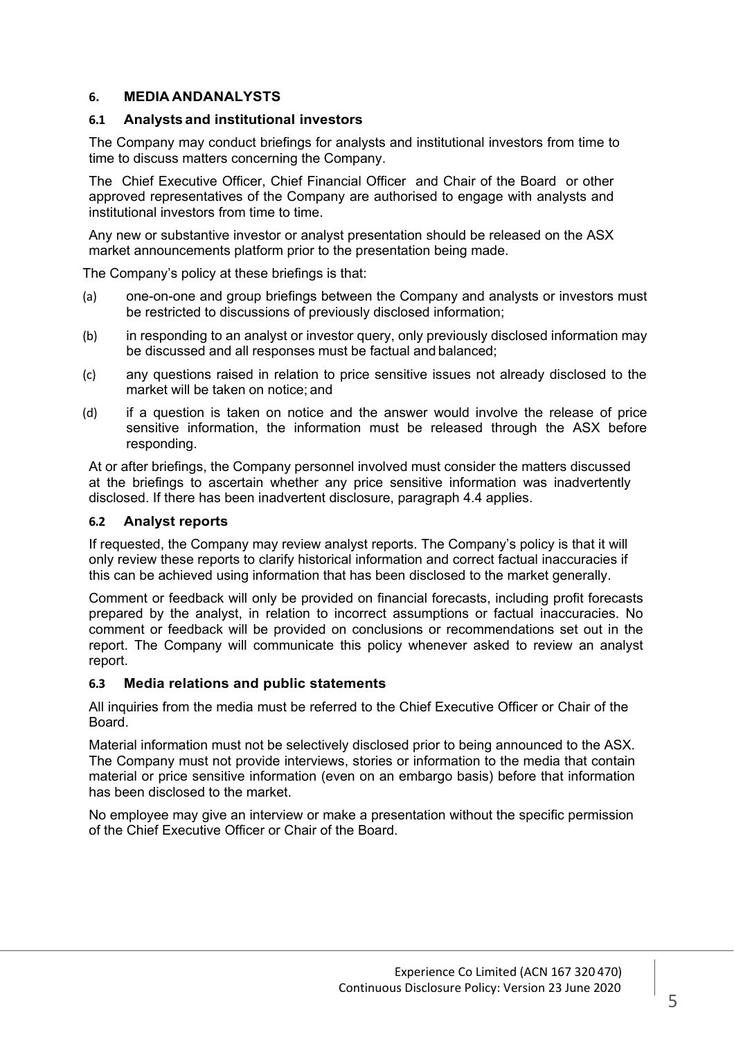## 6. MEDIA ANDANALYSTS

### 6.1 Analysts and institutional investors

The Company may conduct briefings for analysts and institutional investors from time to time to discuss matters concerning the Company.

The Chief Executive Officer, Chief Financial Officer and Chair of the Board or other approved representatives of the Company are authorised to engage with analysts and institutional investors from time to time.

Any new or substantive investor or analyst presentation should be released on the ASX market announcements platform prior to the presentation being made.

The Company's policy at these briefings is that:

(a) one-on-one and group briefings between the Company and analysts or investors must be restricted to discussions of previously disclosed information;

(b) in responding to an analyst or investor query, only previously disclosed information may be discussed and all responses must be factual and balanced;

(c) any questions raised in relation to price sensitive issues not already disclosed to the market will be taken on notice; and

(d) if a question is taken on notice and the answer would involve the release of price sensitive information, the information must be released through the ASX before responding.

At or after briefings, the Company personnel involved must consider the matters discussed at the briefings to ascertain whether any price sensitive information was inadvertently disclosed. If there has been inadvertent disclosure, paragraph 4.4 applies.

### 6.2 Analyst reports

If requested, the Company may review analyst reports. The Company's policy is that it will only review these reports to clarify historical information and correct factual inaccuracies if this can be achieved using information that has been disclosed to the market generally.

Comment or feedback will only be provided on financial forecasts, including profit forecasts prepared by the analyst, in relation to incorrect assumptions or factual inaccuracies. No comment or feedback will be provided on conclusions or recommendations set out in the report. The Company will communicate this policy whenever asked to review an analyst report.

### 6.3 Media relations and public statements

All inquiries from the media must be referred to the Chief Executive Officer or Chair of the Board.

Material information must not be selectively disclosed prior to being announced to the ASX. The Company must not provide interviews, stories or information to the media that contain material or price sensitive information (even on an embargo basis) before that information has been disclosed to the market.

No employee may give an interview or make a presentation without the specific permission of the Chief Executive Officer or Chair of the Board.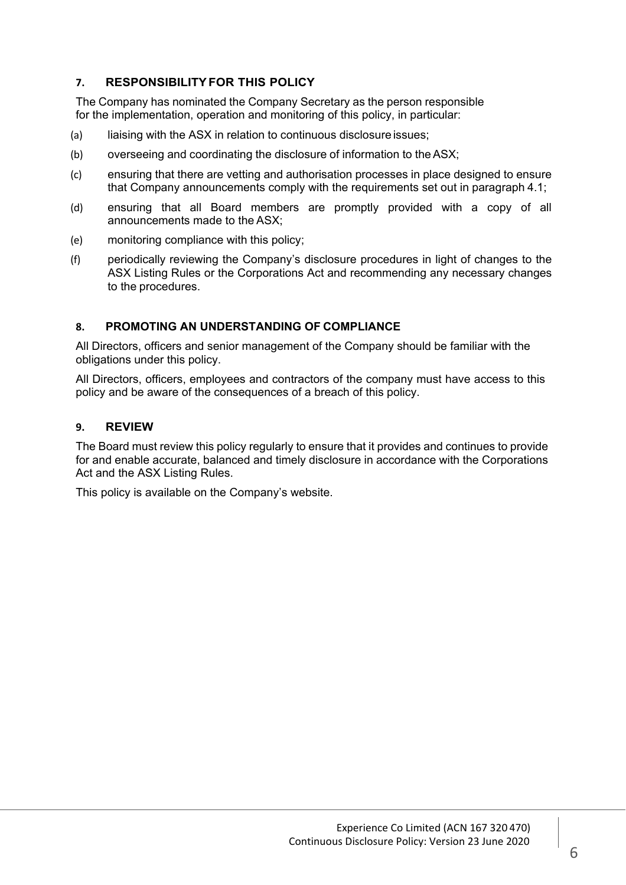## 7. RESPONSIBILITY FOR THIS POLICY

The Company has nominated the Company Secretary as the person responsible for the implementation, operation and monitoring of this policy, in particular:

(a) liaising with the ASX in relation to continuous disclosure issues;

(b) overseeing and coordinating the disclosure of information to the ASX;

(c) ensuring that there are vetting and authorisation processes in place designed to ensure that Company announcements comply with the requirements set out in paragraph 4.1;

(d) ensuring that all Board members are promptly provided with a copy of all announcements made to the ASX;

(e) monitoring compliance with this policy;

(f) periodically reviewing the Company's disclosure procedures in light of changes to the ASX Listing Rules or the Corporations Act and recommending any necessary changes to the procedures.

## 8. PROMOTING AN UNDERSTANDING OF COMPLIANCE

All Directors, officers and senior management of the Company should be familiar with the obligations under this policy.

All Directors, officers, employees and contractors of the company must have access to this policy and be aware of the consequences of a breach of this policy.

## 9. REVIEW

The Board must review this policy regularly to ensure that it provides and continues to provide for and enable accurate, balanced and timely disclosure in accordance with the Corporations Act and the ASX Listing Rules.

This policy is available on the Company's website.